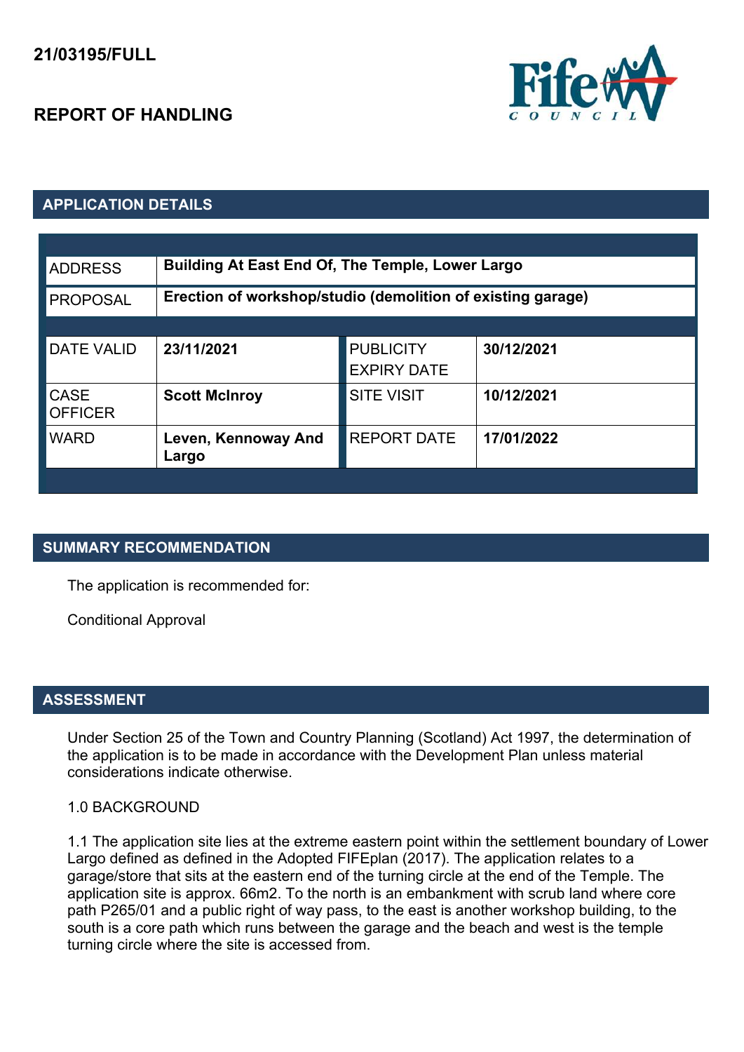**21/03195/FULL**

# REPORT OF HANDLING

## APPLICATION DETAILS

| | | | |
|---|---|---|---|
| ADDRESS | **Building At East End Of, The Temple, Lower Largo** | | |
| PROPOSAL | **Erection of workshop/studio (demolition of existing garage)** | | |
| DATE VALID | **23/11/2021** | PUBLICITY EXPIRY DATE | **30/12/2021** |
| CASE OFFICER | **Scott McInroy** | SITE VISIT | **10/12/2021** |
| WARD | **Leven, Kennoway And Largo** | REPORT DATE | **17/01/2022** |

## SUMMARY RECOMMENDATION

The application is recommended for:

Conditional Approval

## ASSESSMENT

Under Section 25 of the Town and Country Planning (Scotland) Act 1997, the determination of the application is to be made in accordance with the Development Plan unless material considerations indicate otherwise.

1.0 BACKGROUND

1.1 The application site lies at the extreme eastern point within the settlement boundary of Lower Largo defined as defined in the Adopted FIFEplan (2017). The application relates to a garage/store that sits at the eastern end of the turning circle at the end of the Temple. The application site is approx. 66m2. To the north is an embankment with scrub land where core path P265/01 and a public right of way pass, to the east is another workshop building, to the south is a core path which runs between the garage and the beach and west is the temple turning circle where the site is accessed from.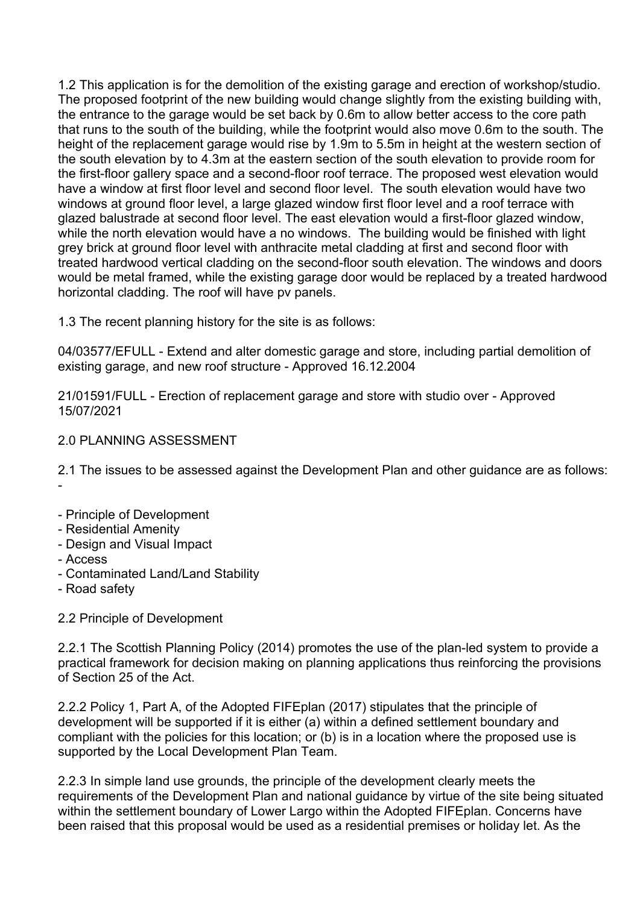1.2 This application is for the demolition of the existing garage and erection of workshop/studio. The proposed footprint of the new building would change slightly from the existing building with, the entrance to the garage would be set back by 0.6m to allow better access to the core path that runs to the south of the building, while the footprint would also move 0.6m to the south. The height of the replacement garage would rise by 1.9m to 5.5m in height at the western section of the south elevation by to 4.3m at the eastern section of the south elevation to provide room for the first-floor gallery space and a second-floor roof terrace. The proposed west elevation would have a window at first floor level and second floor level. The south elevation would have two windows at ground floor level, a large glazed window first floor level and a roof terrace with glazed balustrade at second floor level. The east elevation would a first-floor glazed window, while the north elevation would have a no windows. The building would be finished with light grey brick at ground floor level with anthracite metal cladding at first and second floor with treated hardwood vertical cladding on the second-floor south elevation. The windows and doors would be metal framed, while the existing garage door would be replaced by a treated hardwood horizontal cladding. The roof will have pv panels.

1.3 The recent planning history for the site is as follows:

04/03577/EFULL - Extend and alter domestic garage and store, including partial demolition of existing garage, and new roof structure - Approved 16.12.2004

21/01591/FULL - Erection of replacement garage and store with studio over - Approved 15/07/2021

2.0 PLANNING ASSESSMENT

2.1 The issues to be assessed against the Development Plan and other guidance are as follows:
-

- Principle of Development
- Residential Amenity
- Design and Visual Impact
- Access
- Contaminated Land/Land Stability
- Road safety

2.2 Principle of Development

2.2.1 The Scottish Planning Policy (2014) promotes the use of the plan-led system to provide a practical framework for decision making on planning applications thus reinforcing the provisions of Section 25 of the Act.

2.2.2 Policy 1, Part A, of the Adopted FIFEplan (2017) stipulates that the principle of development will be supported if it is either (a) within a defined settlement boundary and compliant with the policies for this location; or (b) is in a location where the proposed use is supported by the Local Development Plan Team.

2.2.3 In simple land use grounds, the principle of the development clearly meets the requirements of the Development Plan and national guidance by virtue of the site being situated within the settlement boundary of Lower Largo within the Adopted FIFEplan. Concerns have been raised that this proposal would be used as a residential premises or holiday let. As the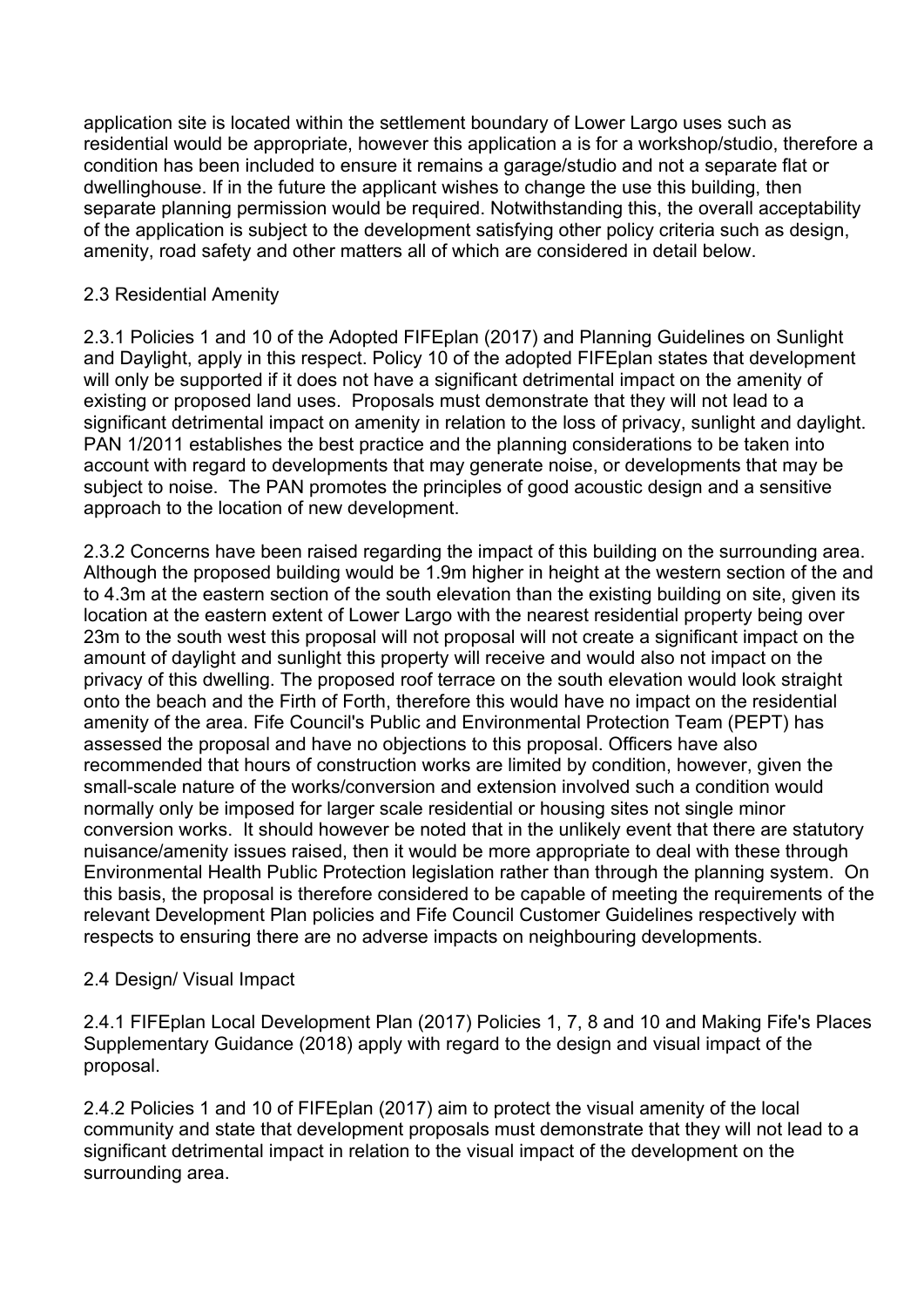application site is located within the settlement boundary of Lower Largo uses such as residential would be appropriate, however this application a is for a workshop/studio, therefore a condition has been included to ensure it remains a garage/studio and not a separate flat or dwellinghouse. If in the future the applicant wishes to change the use this building, then separate planning permission would be required. Notwithstanding this, the overall acceptability of the application is subject to the development satisfying other policy criteria such as design, amenity, road safety and other matters all of which are considered in detail below.

2.3 Residential Amenity

2.3.1 Policies 1 and 10 of the Adopted FIFEplan (2017) and Planning Guidelines on Sunlight and Daylight, apply in this respect. Policy 10 of the adopted FIFEplan states that development will only be supported if it does not have a significant detrimental impact on the amenity of existing or proposed land uses. Proposals must demonstrate that they will not lead to a significant detrimental impact on amenity in relation to the loss of privacy, sunlight and daylight. PAN 1/2011 establishes the best practice and the planning considerations to be taken into account with regard to developments that may generate noise, or developments that may be subject to noise. The PAN promotes the principles of good acoustic design and a sensitive approach to the location of new development.

2.3.2 Concerns have been raised regarding the impact of this building on the surrounding area. Although the proposed building would be 1.9m higher in height at the western section of the and to 4.3m at the eastern section of the south elevation than the existing building on site, given its location at the eastern extent of Lower Largo with the nearest residential property being over 23m to the south west this proposal will not proposal will not create a significant impact on the amount of daylight and sunlight this property will receive and would also not impact on the privacy of this dwelling. The proposed roof terrace on the south elevation would look straight onto the beach and the Firth of Forth, therefore this would have no impact on the residential amenity of the area. Fife Council's Public and Environmental Protection Team (PEPT) has assessed the proposal and have no objections to this proposal. Officers have also recommended that hours of construction works are limited by condition, however, given the small-scale nature of the works/conversion and extension involved such a condition would normally only be imposed for larger scale residential or housing sites not single minor conversion works. It should however be noted that in the unlikely event that there are statutory nuisance/amenity issues raised, then it would be more appropriate to deal with these through Environmental Health Public Protection legislation rather than through the planning system. On this basis, the proposal is therefore considered to be capable of meeting the requirements of the relevant Development Plan policies and Fife Council Customer Guidelines respectively with respects to ensuring there are no adverse impacts on neighbouring developments.

2.4 Design/ Visual Impact

2.4.1 FIFEplan Local Development Plan (2017) Policies 1, 7, 8 and 10 and Making Fife's Places Supplementary Guidance (2018) apply with regard to the design and visual impact of the proposal.

2.4.2 Policies 1 and 10 of FIFEplan (2017) aim to protect the visual amenity of the local community and state that development proposals must demonstrate that they will not lead to a significant detrimental impact in relation to the visual impact of the development on the surrounding area.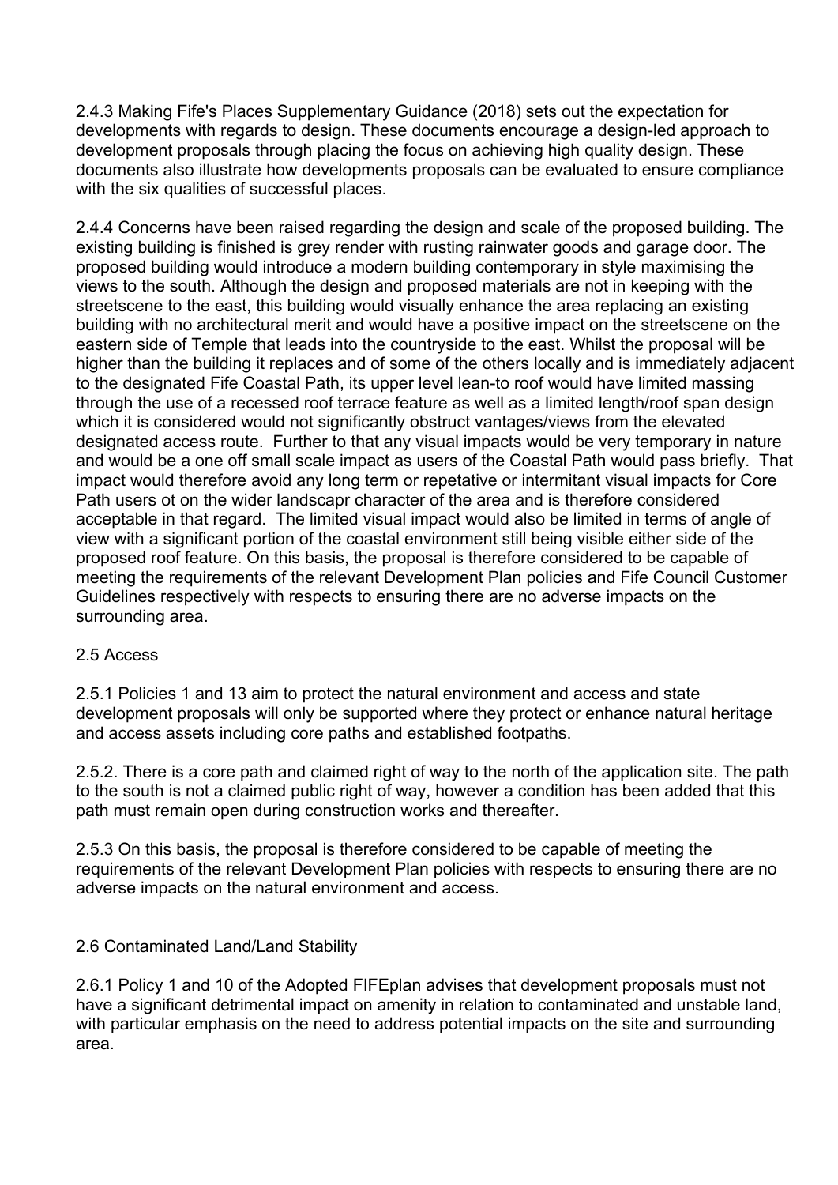2.4.3 Making Fife's Places Supplementary Guidance (2018) sets out the expectation for developments with regards to design. These documents encourage a design-led approach to development proposals through placing the focus on achieving high quality design. These documents also illustrate how developments proposals can be evaluated to ensure compliance with the six qualities of successful places.

2.4.4 Concerns have been raised regarding the design and scale of the proposed building. The existing building is finished is grey render with rusting rainwater goods and garage door. The proposed building would introduce a modern building contemporary in style maximising the views to the south. Although the design and proposed materials are not in keeping with the streetscene to the east, this building would visually enhance the area replacing an existing building with no architectural merit and would have a positive impact on the streetscene on the eastern side of Temple that leads into the countryside to the east. Whilst the proposal will be higher than the building it replaces and of some of the others locally and is immediately adjacent to the designated Fife Coastal Path, its upper level lean-to roof would have limited massing through the use of a recessed roof terrace feature as well as a limited length/roof span design which it is considered would not significantly obstruct vantages/views from the elevated designated access route. Further to that any visual impacts would be very temporary in nature and would be a one off small scale impact as users of the Coastal Path would pass briefly. That impact would therefore avoid any long term or repetative or intermitant visual impacts for Core Path users ot on the wider landscapr character of the area and is therefore considered acceptable in that regard. The limited visual impact would also be limited in terms of angle of view with a significant portion of the coastal environment still being visible either side of the proposed roof feature. On this basis, the proposal is therefore considered to be capable of meeting the requirements of the relevant Development Plan policies and Fife Council Customer Guidelines respectively with respects to ensuring there are no adverse impacts on the surrounding area.

2.5 Access

2.5.1 Policies 1 and 13 aim to protect the natural environment and access and state development proposals will only be supported where they protect or enhance natural heritage and access assets including core paths and established footpaths.

2.5.2. There is a core path and claimed right of way to the north of the application site. The path to the south is not a claimed public right of way, however a condition has been added that this path must remain open during construction works and thereafter.

2.5.3 On this basis, the proposal is therefore considered to be capable of meeting the requirements of the relevant Development Plan policies with respects to ensuring there are no adverse impacts on the natural environment and access.

2.6 Contaminated Land/Land Stability

2.6.1 Policy 1 and 10 of the Adopted FIFEplan advises that development proposals must not have a significant detrimental impact on amenity in relation to contaminated and unstable land, with particular emphasis on the need to address potential impacts on the site and surrounding area.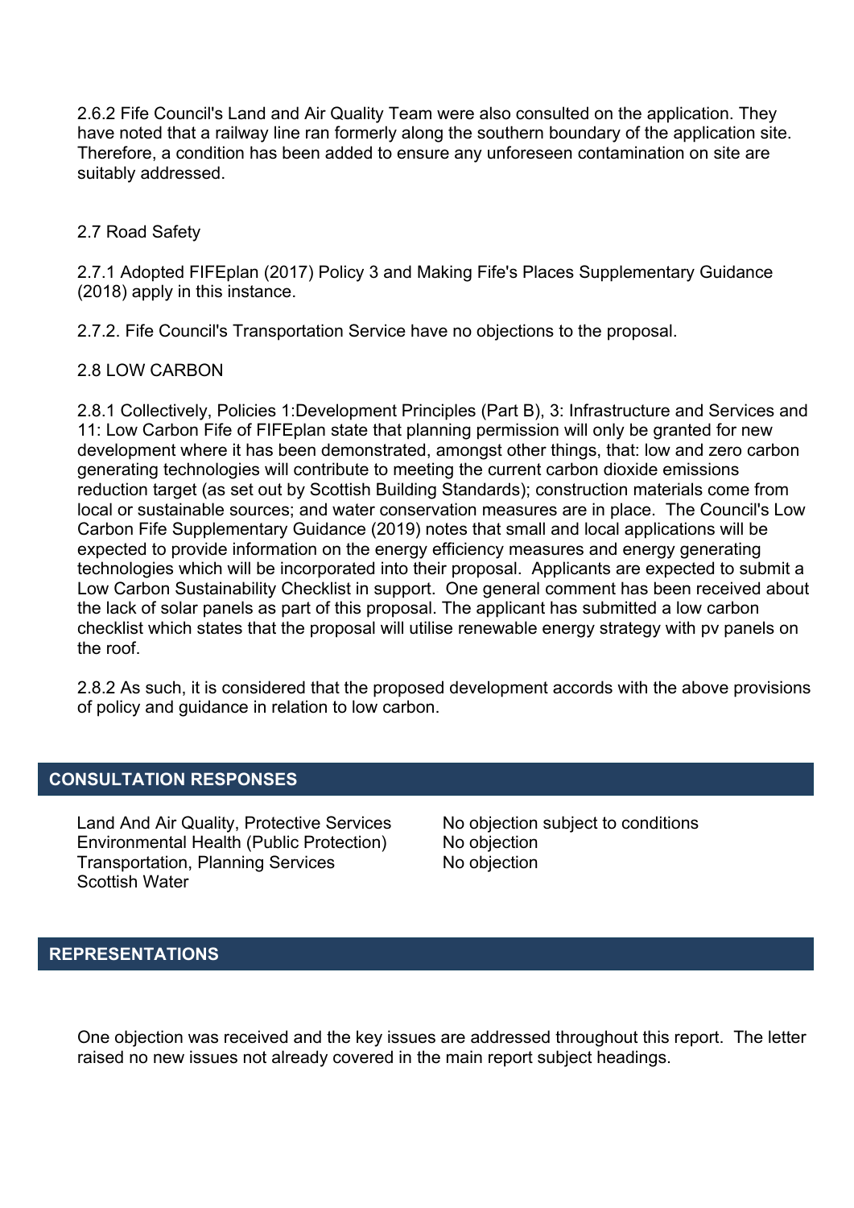2.6.2 Fife Council's Land and Air Quality Team were also consulted on the application. They have noted that a railway line ran formerly along the southern boundary of the application site. Therefore, a condition has been added to ensure any unforeseen contamination on site are suitably addressed.

2.7 Road Safety

2.7.1 Adopted FIFEplan (2017) Policy 3 and Making Fife's Places Supplementary Guidance (2018) apply in this instance.

2.7.2. Fife Council's Transportation Service have no objections to the proposal.

2.8 LOW CARBON

2.8.1 Collectively, Policies 1:Development Principles (Part B), 3: Infrastructure and Services and 11: Low Carbon Fife of FIFEplan state that planning permission will only be granted for new development where it has been demonstrated, amongst other things, that: low and zero carbon generating technologies will contribute to meeting the current carbon dioxide emissions reduction target (as set out by Scottish Building Standards); construction materials come from local or sustainable sources; and water conservation measures are in place. The Council's Low Carbon Fife Supplementary Guidance (2019) notes that small and local applications will be expected to provide information on the energy efficiency measures and energy generating technologies which will be incorporated into their proposal. Applicants are expected to submit a Low Carbon Sustainability Checklist in support. One general comment has been received about the lack of solar panels as part of this proposal. The applicant has submitted a low carbon checklist which states that the proposal will utilise renewable energy strategy with pv panels on the roof.

2.8.2 As such, it is considered that the proposed development accords with the above provisions of policy and guidance in relation to low carbon.

## CONSULTATION RESPONSES

| | |
|---|---|
| Land And Air Quality, Protective Services | No objection subject to conditions |
| Environmental Health (Public Protection) | No objection |
| Transportation, Planning Services | No objection |
| Scottish Water | |

## REPRESENTATIONS

One objection was received and the key issues are addressed throughout this report. The letter raised no new issues not already covered in the main report subject headings.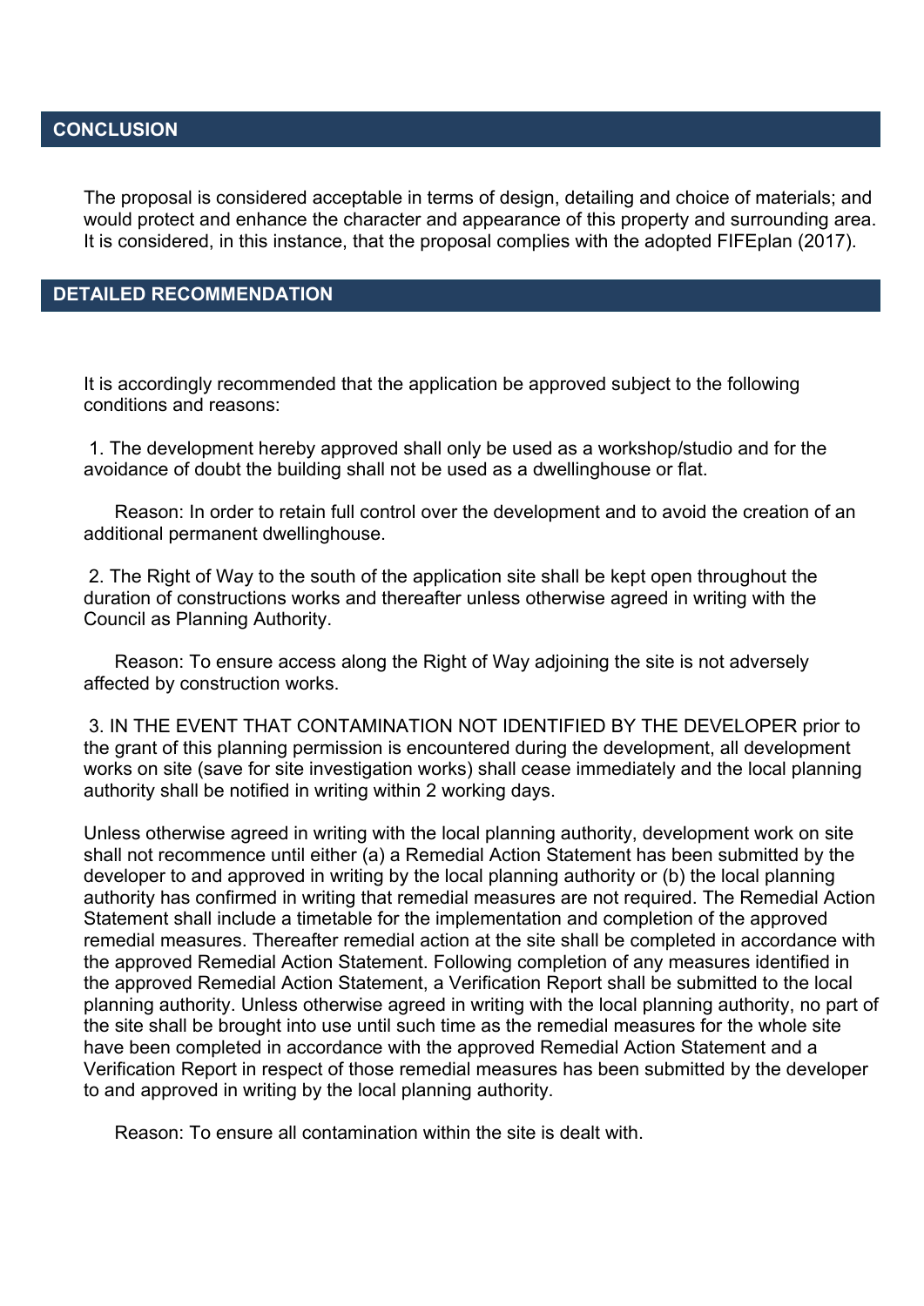## CONCLUSION

The proposal is considered acceptable in terms of design, detailing and choice of materials; and would protect and enhance the character and appearance of this property and surrounding area. It is considered, in this instance, that the proposal complies with the adopted FIFEplan (2017).

## DETAILED RECOMMENDATION

It is accordingly recommended that the application be approved subject to the following conditions and reasons:

1. The development hereby approved shall only be used as a workshop/studio and for the avoidance of doubt the building shall not be used as a dwellinghouse or flat.

   Reason: In order to retain full control over the development and to avoid the creation of an additional permanent dwellinghouse.

2. The Right of Way to the south of the application site shall be kept open throughout the duration of constructions works and thereafter unless otherwise agreed in writing with the Council as Planning Authority.

   Reason: To ensure access along the Right of Way adjoining the site is not adversely affected by construction works.

3. IN THE EVENT THAT CONTAMINATION NOT IDENTIFIED BY THE DEVELOPER prior to the grant of this planning permission is encountered during the development, all development works on site (save for site investigation works) shall cease immediately and the local planning authority shall be notified in writing within 2 working days.

Unless otherwise agreed in writing with the local planning authority, development work on site shall not recommence until either (a) a Remedial Action Statement has been submitted by the developer to and approved in writing by the local planning authority or (b) the local planning authority has confirmed in writing that remedial measures are not required. The Remedial Action Statement shall include a timetable for the implementation and completion of the approved remedial measures. Thereafter remedial action at the site shall be completed in accordance with the approved Remedial Action Statement. Following completion of any measures identified in the approved Remedial Action Statement, a Verification Report shall be submitted to the local planning authority. Unless otherwise agreed in writing with the local planning authority, no part of the site shall be brought into use until such time as the remedial measures for the whole site have been completed in accordance with the approved Remedial Action Statement and a Verification Report in respect of those remedial measures has been submitted by the developer to and approved in writing by the local planning authority.

   Reason: To ensure all contamination within the site is dealt with.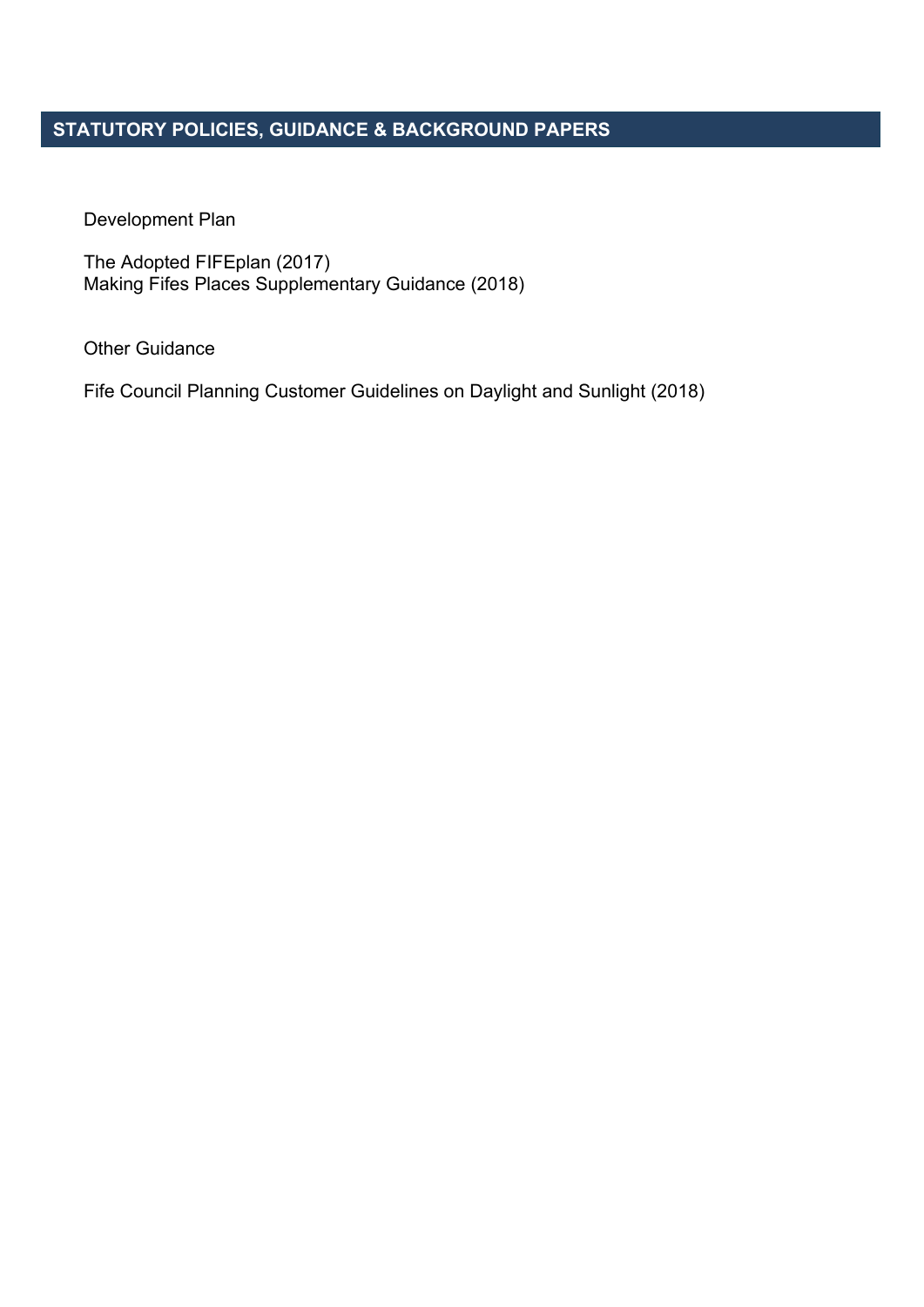## STATUTORY POLICIES, GUIDANCE & BACKGROUND PAPERS

Development Plan

The Adopted FIFEplan (2017)
Making Fifes Places Supplementary Guidance (2018)

Other Guidance

Fife Council Planning Customer Guidelines on Daylight and Sunlight (2018)